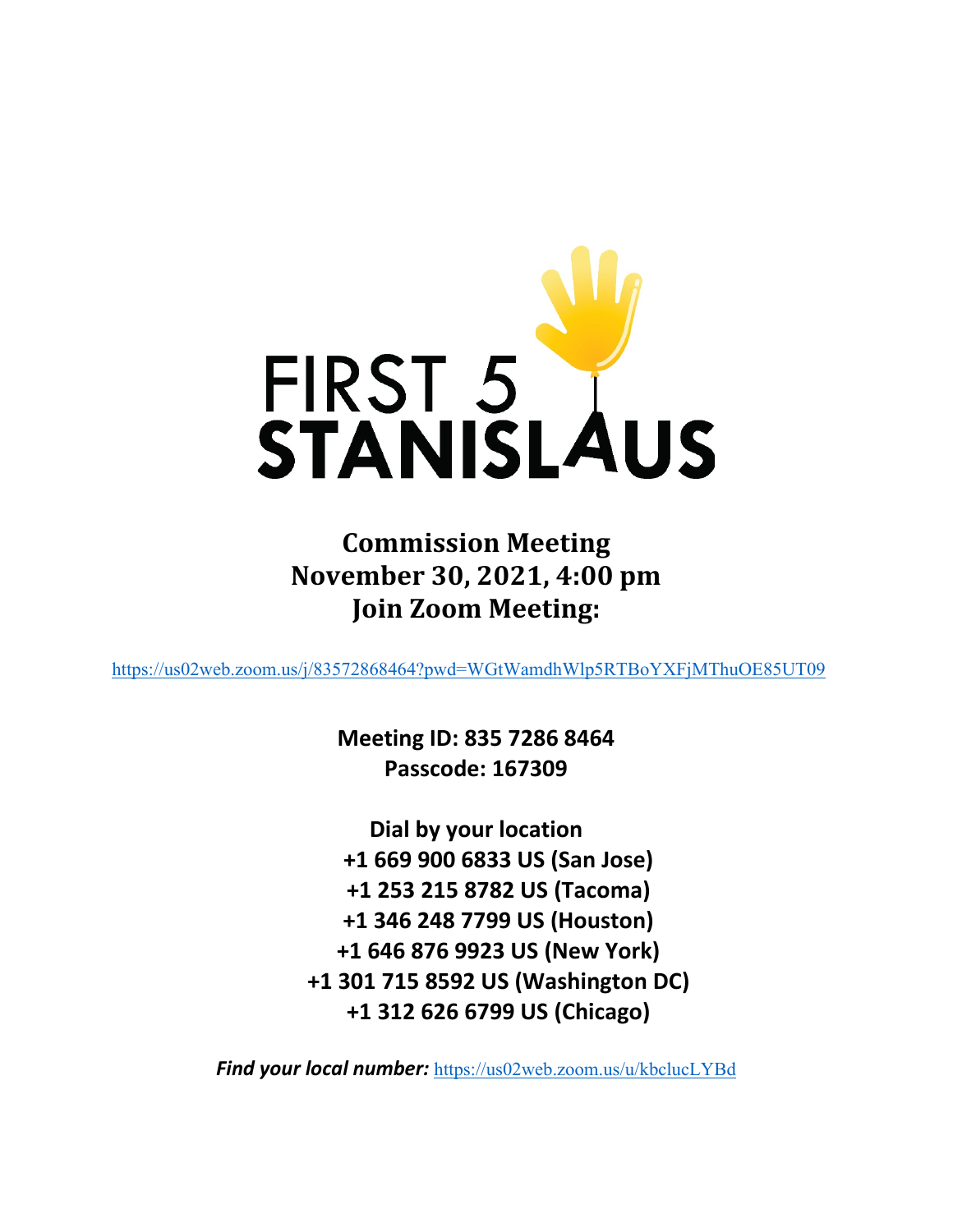# FIRST 5 STANISLAUS

## Commission Meeting
## November 30, 2021, 4:00 pm
## Join Zoom Meeting:

https://us02web.zoom.us/j/83572868464?pwd=WGtWamdhWlp5RTBoYXFjMThuOE85UT09

**Meeting ID: 835 7286 8464**
**Passcode: 167309**

**Dial by your location**
**+1 669 900 6833 US (San Jose)**
**+1 253 215 8782 US (Tacoma)**
**+1 346 248 7799 US (Houston)**
**+1 646 876 9923 US (New York)**
**+1 301 715 8592 US (Washington DC)**
**+1 312 626 6799 US (Chicago)**

***Find your local number:*** https://us02web.zoom.us/u/kbclucLYBd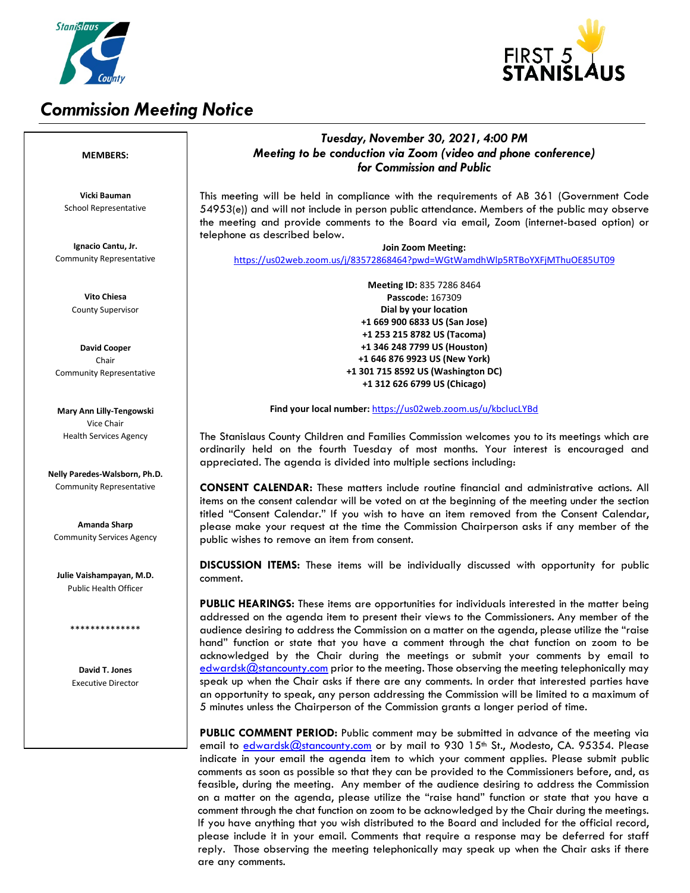# Commission Meeting Notice

**MEMBERS:**

**Vicki Bauman**
School Representative

**Ignacio Cantu, Jr.**
Community Representative

**Vito Chiesa**
County Supervisor

**David Cooper**
Chair
Community Representative

**Mary Ann Lilly-Tengowski**
Vice Chair
Health Services Agency

**Nelly Paredes-Walsborn, Ph.D.**
Community Representative

**Amanda Sharp**
Community Services Agency

**Julie Vaishampayan, M.D.**
Public Health Officer

**************

**David T. Jones**
Executive Director

***Tuesday, November 30, 2021, 4:00 PM***
***Meeting to be conduction via Zoom (video and phone conference)***
***for Commission and Public***

This meeting will be held in compliance with the requirements of AB 361 (Government Code 54953(e)) and will not include in person public attendance. Members of the public may observe the meeting and provide comments to the Board via email, Zoom (internet-based option) or telephone as described below.

**Join Zoom Meeting:**
https://us02web.zoom.us/j/83572868464?pwd=WGtWamdhWlp5RTBoYXFjMThuOE85UT09

**Meeting ID:** 835 7286 8464
**Passcode:** 167309
**Dial by your location**
**+1 669 900 6833 US (San Jose)**
**+1 253 215 8782 US (Tacoma)**
**+1 346 248 7799 US (Houston)**
**+1 646 876 9923 US (New York)**
**+1 301 715 8592 US (Washington DC)**
**+1 312 626 6799 US (Chicago)**

**Find your local number:** https://us02web.zoom.us/u/kbclucLYBd

The Stanislaus County Children and Families Commission welcomes you to its meetings which are ordinarily held on the fourth Tuesday of most months. Your interest is encouraged and appreciated. The agenda is divided into multiple sections including:

**CONSENT CALENDAR:** These matters include routine financial and administrative actions. All items on the consent calendar will be voted on at the beginning of the meeting under the section titled "Consent Calendar." If you wish to have an item removed from the Consent Calendar, please make your request at the time the Commission Chairperson asks if any member of the public wishes to remove an item from consent.

**DISCUSSION ITEMS:** These items will be individually discussed with opportunity for public comment.

**PUBLIC HEARINGS:** These items are opportunities for individuals interested in the matter being addressed on the agenda item to present their views to the Commissioners. Any member of the audience desiring to address the Commission on a matter on the agenda, please utilize the "raise hand" function or state that you have a comment through the chat function on zoom to be acknowledged by the Chair during the meetings or submit your comments by email to edwardsk@stancounty.com prior to the meeting. Those observing the meeting telephonically may speak up when the Chair asks if there are any comments. In order that interested parties have an opportunity to speak, any person addressing the Commission will be limited to a maximum of 5 minutes unless the Chairperson of the Commission grants a longer period of time.

**PUBLIC COMMENT PERIOD:** Public comment may be submitted in advance of the meeting via email to edwardsk@stancounty.com or by mail to 930 15th St., Modesto, CA. 95354. Please indicate in your email the agenda item to which your comment applies. Please submit public comments as soon as possible so that they can be provided to the Commissioners before, and, as feasible, during the meeting. Any member of the audience desiring to address the Commission on a matter on the agenda, please utilize the "raise hand" function or state that you have a comment through the chat function on zoom to be acknowledged by the Chair during the meetings. If you have anything that you wish distributed to the Board and included for the official record, please include it in your email. Comments that require a response may be deferred for staff reply. Those observing the meeting telephonically may speak up when the Chair asks if there are any comments.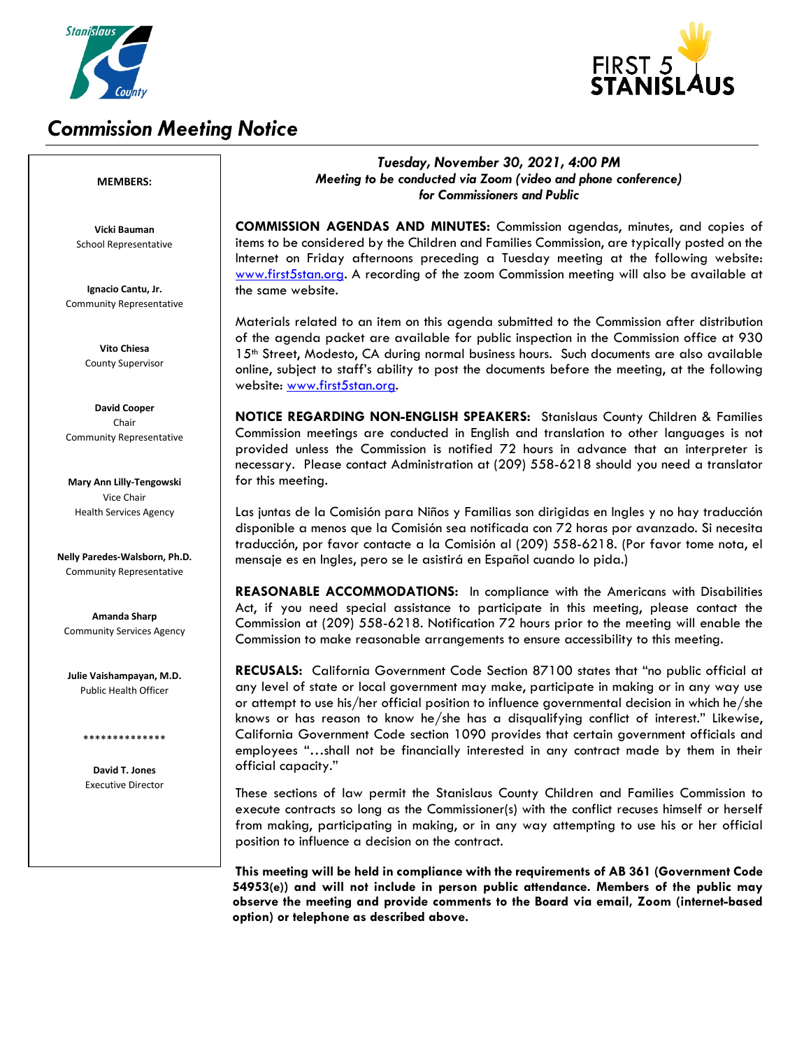# Commission Meeting Notice

**MEMBERS:**

**Vicki Bauman**
School Representative

**Ignacio Cantu, Jr.**
Community Representative

**Vito Chiesa**
County Supervisor

**David Cooper**
Chair
Community Representative

**Mary Ann Lilly-Tengowski**
Vice Chair
Health Services Agency

**Nelly Paredes-Walsborn, Ph.D.**
Community Representative

**Amanda Sharp**
Community Services Agency

**Julie Vaishampayan, M.D.**
Public Health Officer

**************

**David T. Jones**
Executive Director

***Tuesday, November 30, 2021, 4:00 PM***
***Meeting to be conducted via Zoom (video and phone conference) for Commissioners and Public***

**COMMISSION AGENDAS AND MINUTES:** Commission agendas, minutes, and copies of items to be considered by the Children and Families Commission, are typically posted on the Internet on Friday afternoons preceding a Tuesday meeting at the following website: www.first5stan.org. A recording of the zoom Commission meeting will also be available at the same website.

Materials related to an item on this agenda submitted to the Commission after distribution of the agenda packet are available for public inspection in the Commission office at 930 15th Street, Modesto, CA during normal business hours. Such documents are also available online, subject to staff's ability to post the documents before the meeting, at the following website: www.first5stan.org.

**NOTICE REGARDING NON-ENGLISH SPEAKERS:** Stanislaus County Children & Families Commission meetings are conducted in English and translation to other languages is not provided unless the Commission is notified 72 hours in advance that an interpreter is necessary. Please contact Administration at (209) 558-6218 should you need a translator for this meeting.

Las juntas de la Comisión para Niños y Familias son dirigidas en Ingles y no hay traducción disponible a menos que la Comisión sea notificada con 72 horas por avanzado. Si necesita traducción, por favor contacte a la Comisión al (209) 558-6218. (Por favor tome nota, el mensaje es en Ingles, pero se le asistirá en Español cuando lo pida.)

**REASONABLE ACCOMMODATIONS:** In compliance with the Americans with Disabilities Act, if you need special assistance to participate in this meeting, please contact the Commission at (209) 558-6218. Notification 72 hours prior to the meeting will enable the Commission to make reasonable arrangements to ensure accessibility to this meeting.

**RECUSALS:** California Government Code Section 87100 states that "no public official at any level of state or local government may make, participate in making or in any way use or attempt to use his/her official position to influence governmental decision in which he/she knows or has reason to know he/she has a disqualifying conflict of interest." Likewise, California Government Code section 1090 provides that certain government officials and employees "…shall not be financially interested in any contract made by them in their official capacity."

These sections of law permit the Stanislaus County Children and Families Commission to execute contracts so long as the Commissioner(s) with the conflict recuses himself or herself from making, participating in making, or in any way attempting to use his or her official position to influence a decision on the contract.

**This meeting will be held in compliance with the requirements of AB 361 (Government Code 54953(e)) and will not include in person public attendance. Members of the public may observe the meeting and provide comments to the Board via email, Zoom (internet-based option) or telephone as described above.**